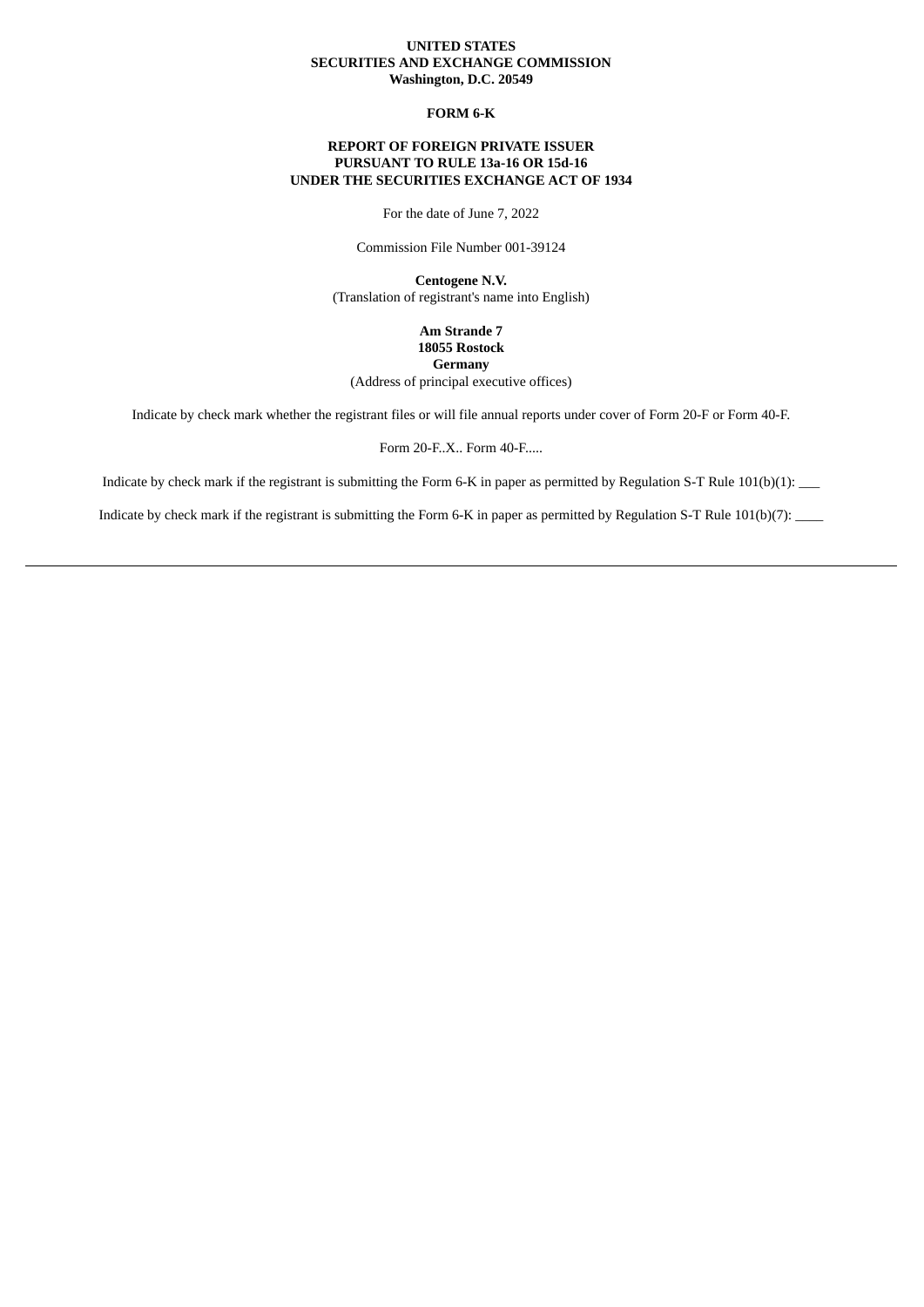**UNITED STATES**
**SECURITIES AND EXCHANGE COMMISSION**
**Washington, D.C. 20549**

**FORM 6-K**

**REPORT OF FOREIGN PRIVATE ISSUER**
**PURSUANT TO RULE 13a-16 OR 15d-16**
**UNDER THE SECURITIES EXCHANGE ACT OF 1934**

For the date of June 7, 2022

Commission File Number 001-39124

**Centogene N.V.**
(Translation of registrant's name into English)

**Am Strande 7**
**18055 Rostock**
**Germany**
(Address of principal executive offices)

Indicate by check mark whether the registrant files or will file annual reports under cover of Form 20-F or Form 40-F.

Form 20-F..X.. Form 40-F.....

Indicate by check mark if the registrant is submitting the Form 6-K in paper as permitted by Regulation S-T Rule 101(b)(1): ___

Indicate by check mark if the registrant is submitting the Form 6-K in paper as permitted by Regulation S-T Rule 101(b)(7): ____

---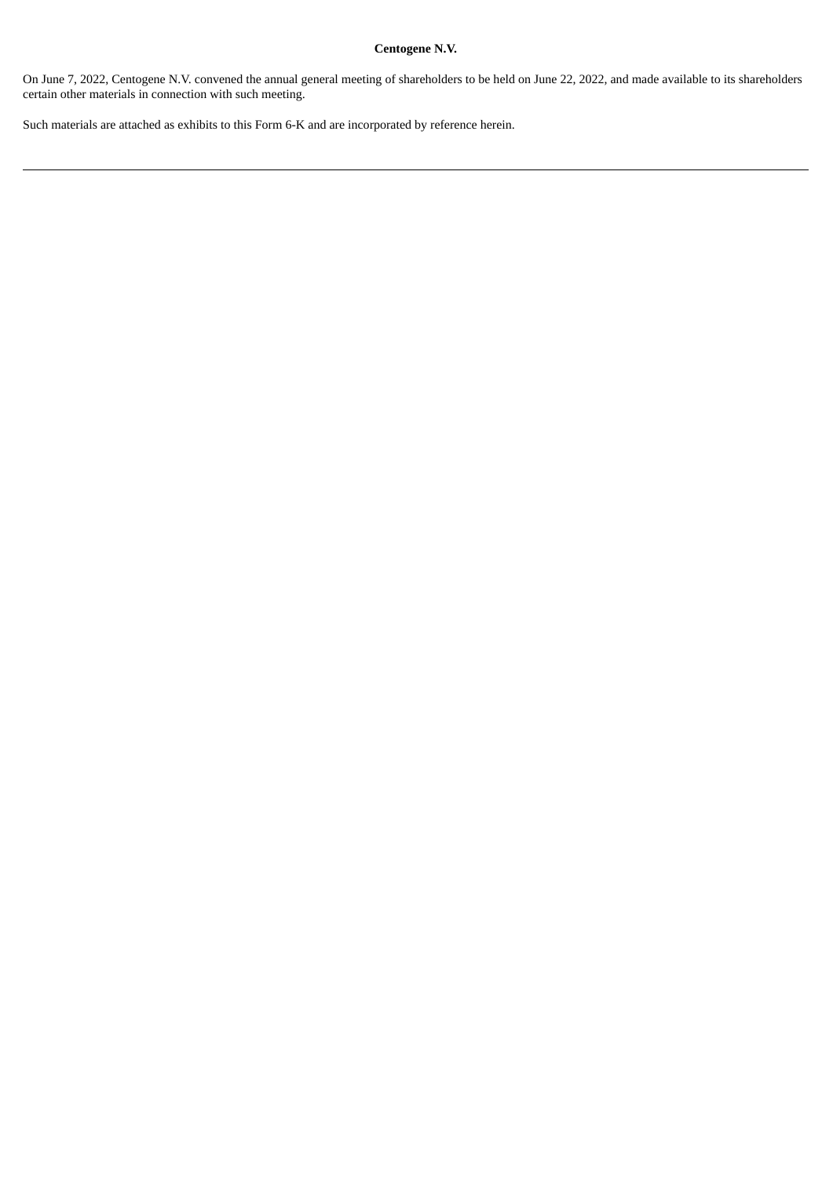**Centogene N.V.**

On June 7, 2022, Centogene N.V. convened the annual general meeting of shareholders to be held on June 22, 2022, and made available to its shareholders certain other materials in connection with such meeting.

Such materials are attached as exhibits to this Form 6-K and are incorporated by reference herein.

---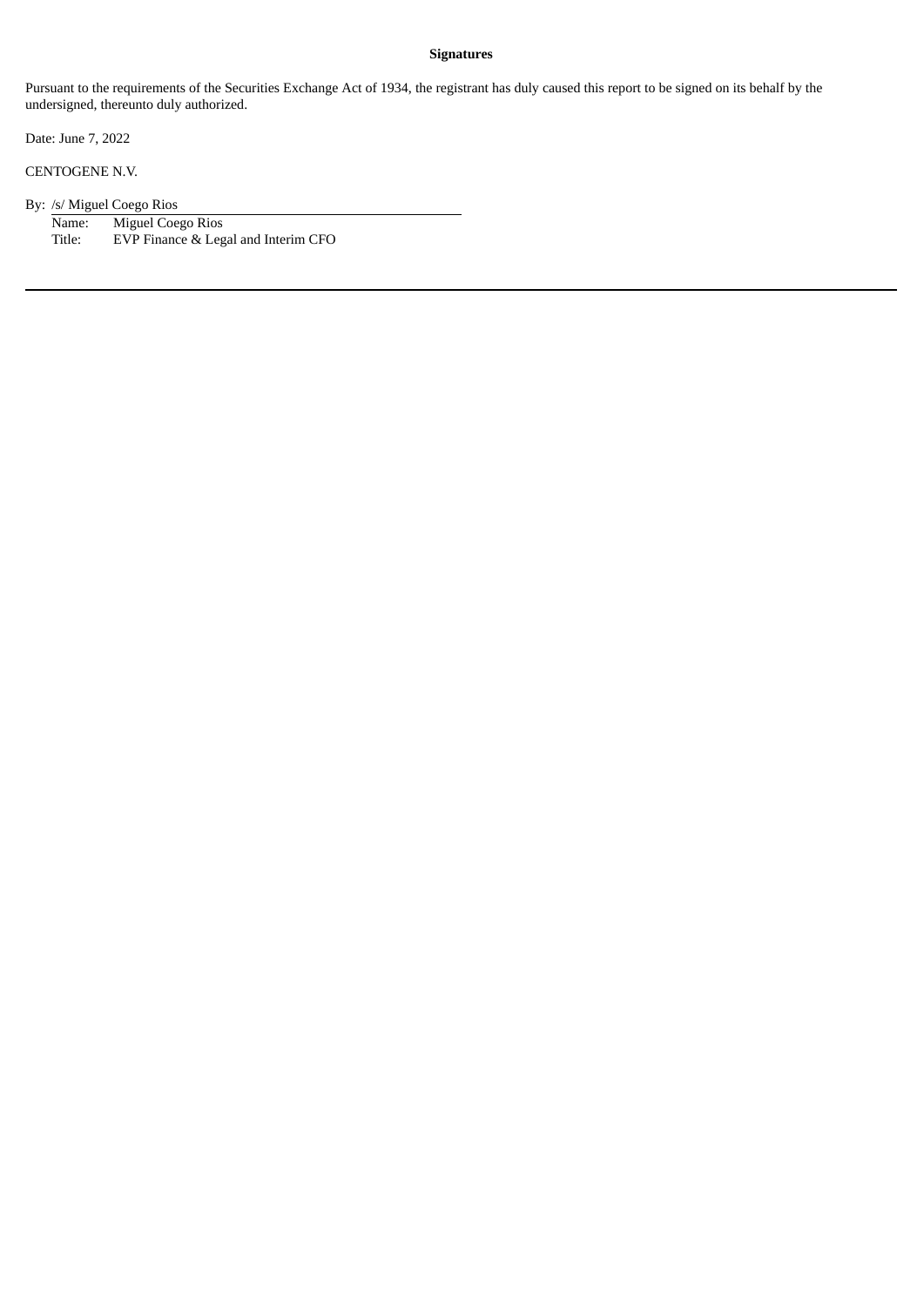**Signatures**

Pursuant to the requirements of the Securities Exchange Act of 1934, the registrant has duly caused this report to be signed on its behalf by the undersigned, thereunto duly authorized.

Date: June 7, 2022

CENTOGENE N.V.

By: /s/ Miguel Coego Rios

Name: Miguel Coego Rios

Title: EVP Finance & Legal and Interim CFO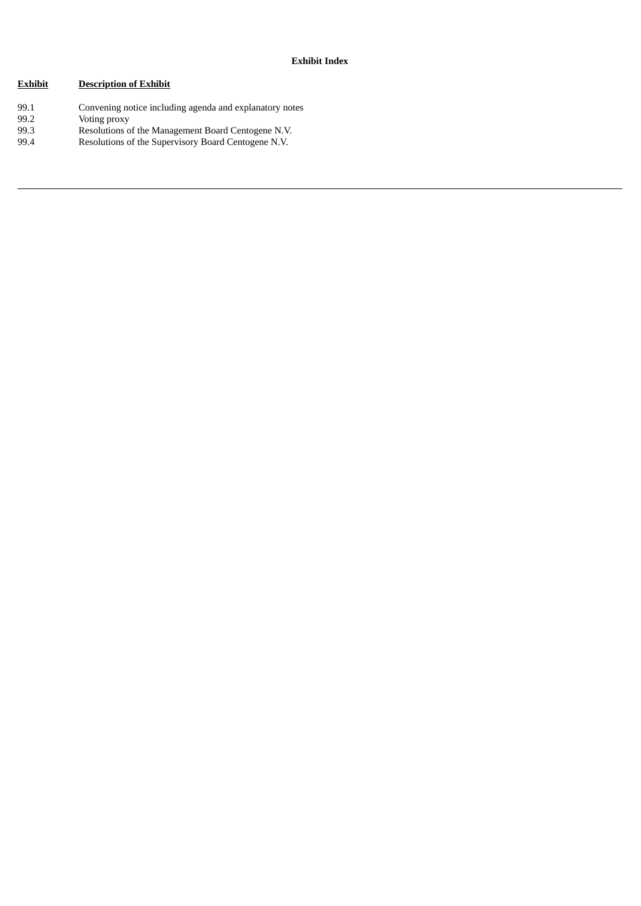**Exhibit Index**

| Exhibit | Description of Exhibit |
| --- | --- |
| 99.1 | Convening notice including agenda and explanatory notes |
| 99.2 | Voting proxy |
| 99.3 | Resolutions of the Management Board Centogene N.V. |
| 99.4 | Resolutions of the Supervisory Board Centogene N.V. |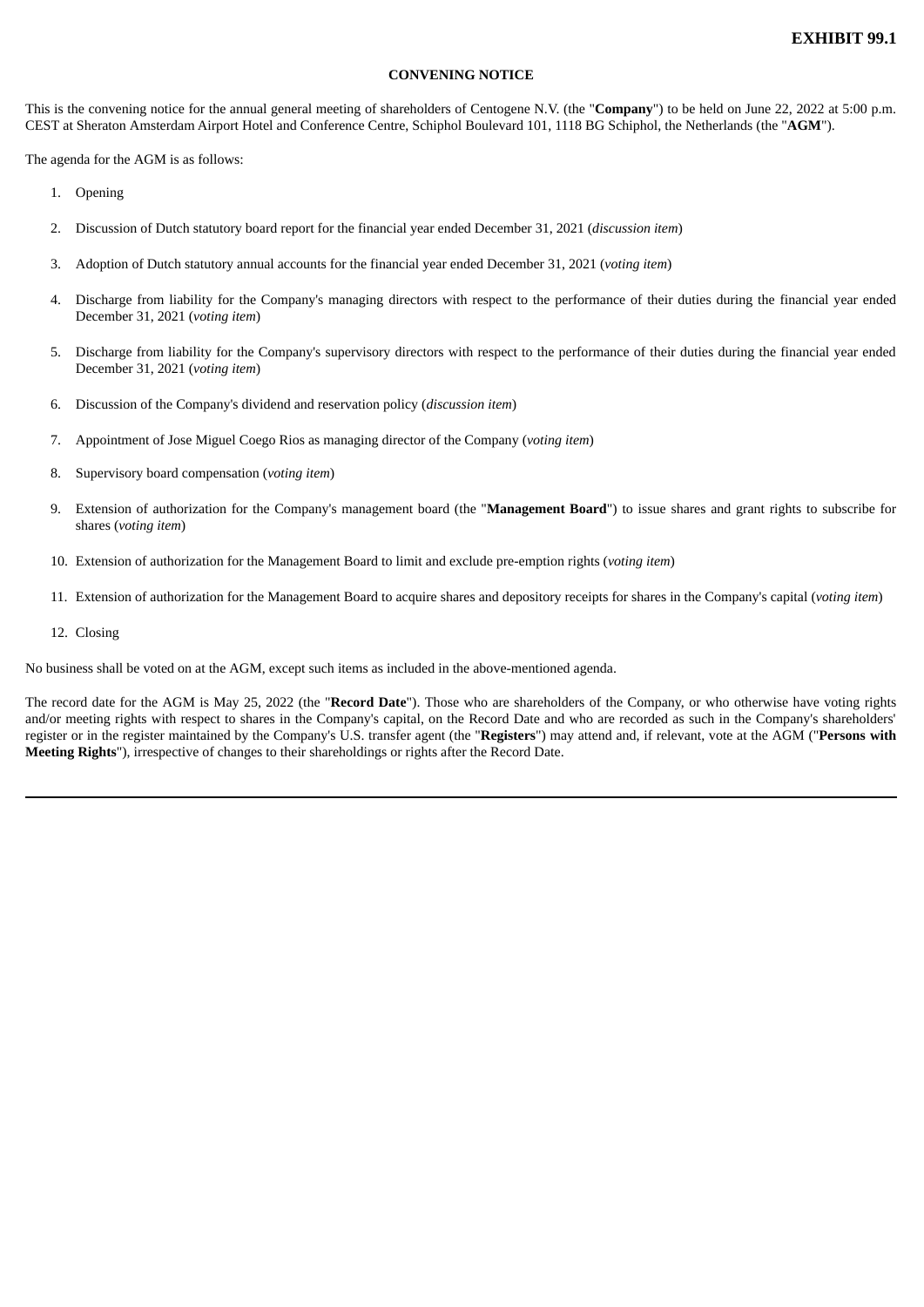**EXHIBIT 99.1**

**CONVENING NOTICE**

This is the convening notice for the annual general meeting of shareholders of Centogene N.V. (the "**Company**") to be held on June 22, 2022 at 5:00 p.m. CEST at Sheraton Amsterdam Airport Hotel and Conference Centre, Schiphol Boulevard 101, 1118 BG Schiphol, the Netherlands (the "**AGM**").

The agenda for the AGM is as follows:

1. Opening
2. Discussion of Dutch statutory board report for the financial year ended December 31, 2021 (*discussion item*)
3. Adoption of Dutch statutory annual accounts for the financial year ended December 31, 2021 (*voting item*)
4. Discharge from liability for the Company's managing directors with respect to the performance of their duties during the financial year ended December 31, 2021 (*voting item*)
5. Discharge from liability for the Company's supervisory directors with respect to the performance of their duties during the financial year ended December 31, 2021 (*voting item*)
6. Discussion of the Company's dividend and reservation policy (*discussion item*)
7. Appointment of Jose Miguel Coego Rios as managing director of the Company (*voting item*)
8. Supervisory board compensation (*voting item*)
9. Extension of authorization for the Company's management board (the "**Management Board**") to issue shares and grant rights to subscribe for shares (*voting item*)
10. Extension of authorization for the Management Board to limit and exclude pre-emption rights (*voting item*)
11. Extension of authorization for the Management Board to acquire shares and depository receipts for shares in the Company's capital (*voting item*)
12. Closing

No business shall be voted on at the AGM, except such items as included in the above-mentioned agenda.

The record date for the AGM is May 25, 2022 (the "**Record Date**"). Those who are shareholders of the Company, or who otherwise have voting rights and/or meeting rights with respect to shares in the Company's capital, on the Record Date and who are recorded as such in the Company's shareholders' register or in the register maintained by the Company's U.S. transfer agent (the "**Registers**") may attend and, if relevant, vote at the AGM ("**Persons with Meeting Rights**"), irrespective of changes to their shareholdings or rights after the Record Date.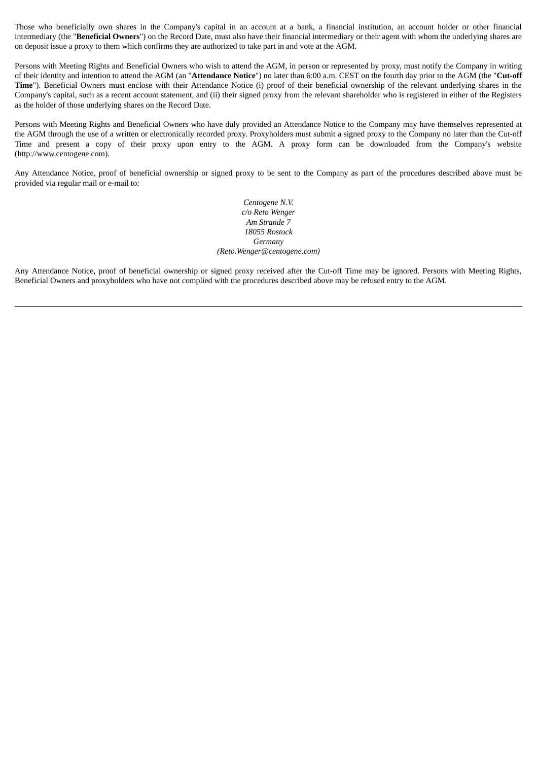Those who beneficially own shares in the Company's capital in an account at a bank, a financial institution, an account holder or other financial intermediary (the "**Beneficial Owners**") on the Record Date, must also have their financial intermediary or their agent with whom the underlying shares are on deposit issue a proxy to them which confirms they are authorized to take part in and vote at the AGM.

Persons with Meeting Rights and Beneficial Owners who wish to attend the AGM, in person or represented by proxy, must notify the Company in writing of their identity and intention to attend the AGM (an "**Attendance Notice**") no later than 6:00 a.m. CEST on the fourth day prior to the AGM (the "**Cut-off Time**"). Beneficial Owners must enclose with their Attendance Notice (i) proof of their beneficial ownership of the relevant underlying shares in the Company's capital, such as a recent account statement, and (ii) their signed proxy from the relevant shareholder who is registered in either of the Registers as the holder of those underlying shares on the Record Date.

Persons with Meeting Rights and Beneficial Owners who have duly provided an Attendance Notice to the Company may have themselves represented at the AGM through the use of a written or electronically recorded proxy. Proxyholders must submit a signed proxy to the Company no later than the Cut-off Time and present a copy of their proxy upon entry to the AGM. A proxy form can be downloaded from the Company's website (http://www.centogene.com).

Any Attendance Notice, proof of beneficial ownership or signed proxy to be sent to the Company as part of the procedures described above must be provided via regular mail or e-mail to:

*Centogene N.V.*
*c/o Reto Wenger*
*Am Strande 7*
*18055 Rostock*
*Germany*
*(Reto.Wenger@centogene.com)*

Any Attendance Notice, proof of beneficial ownership or signed proxy received after the Cut-off Time may be ignored. Persons with Meeting Rights, Beneficial Owners and proxyholders who have not complied with the procedures described above may be refused entry to the AGM.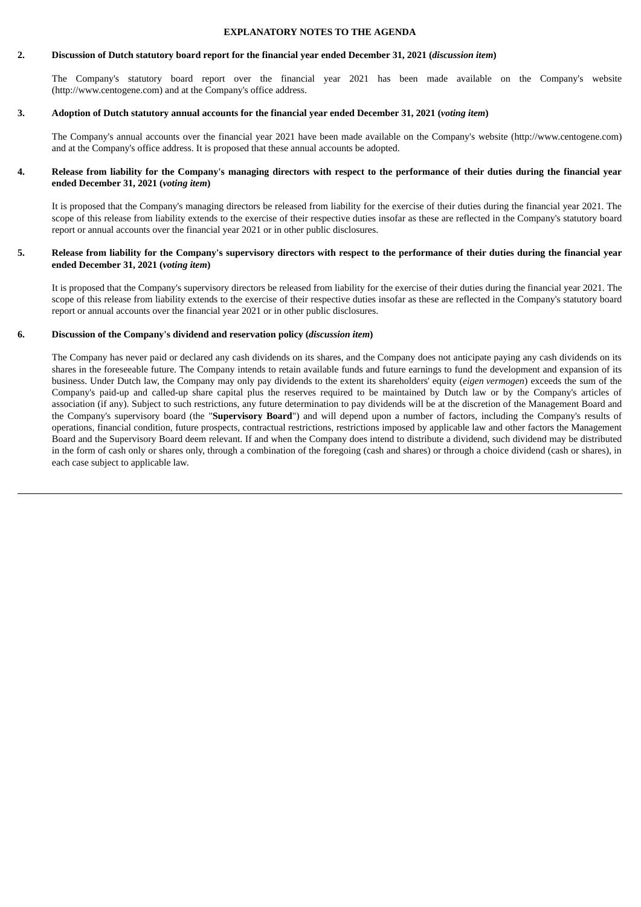## EXPLANATORY NOTES TO THE AGENDA

**2. Discussion of Dutch statutory board report for the financial year ended December 31, 2021 (*discussion item*)**

The Company's statutory board report over the financial year 2021 has been made available on the Company's website (http://www.centogene.com) and at the Company's office address.

**3. Adoption of Dutch statutory annual accounts for the financial year ended December 31, 2021 (*voting item*)**

The Company's annual accounts over the financial year 2021 have been made available on the Company's website (http://www.centogene.com) and at the Company's office address. It is proposed that these annual accounts be adopted.

**4. Release from liability for the Company's managing directors with respect to the performance of their duties during the financial year ended December 31, 2021 (*voting item*)**

It is proposed that the Company's managing directors be released from liability for the exercise of their duties during the financial year 2021. The scope of this release from liability extends to the exercise of their respective duties insofar as these are reflected in the Company's statutory board report or annual accounts over the financial year 2021 or in other public disclosures.

**5. Release from liability for the Company's supervisory directors with respect to the performance of their duties during the financial year ended December 31, 2021 (*voting item*)**

It is proposed that the Company's supervisory directors be released from liability for the exercise of their duties during the financial year 2021. The scope of this release from liability extends to the exercise of their respective duties insofar as these are reflected in the Company's statutory board report or annual accounts over the financial year 2021 or in other public disclosures.

**6. Discussion of the Company's dividend and reservation policy (*discussion item*)**

The Company has never paid or declared any cash dividends on its shares, and the Company does not anticipate paying any cash dividends on its shares in the foreseeable future. The Company intends to retain available funds and future earnings to fund the development and expansion of its business. Under Dutch law, the Company may only pay dividends to the extent its shareholders' equity (*eigen vermogen*) exceeds the sum of the Company's paid-up and called-up share capital plus the reserves required to be maintained by Dutch law or by the Company's articles of association (if any). Subject to such restrictions, any future determination to pay dividends will be at the discretion of the Management Board and the Company's supervisory board (the "**Supervisory Board**") and will depend upon a number of factors, including the Company's results of operations, financial condition, future prospects, contractual restrictions, restrictions imposed by applicable law and other factors the Management Board and the Supervisory Board deem relevant. If and when the Company does intend to distribute a dividend, such dividend may be distributed in the form of cash only or shares only, through a combination of the foregoing (cash and shares) or through a choice dividend (cash or shares), in each case subject to applicable law.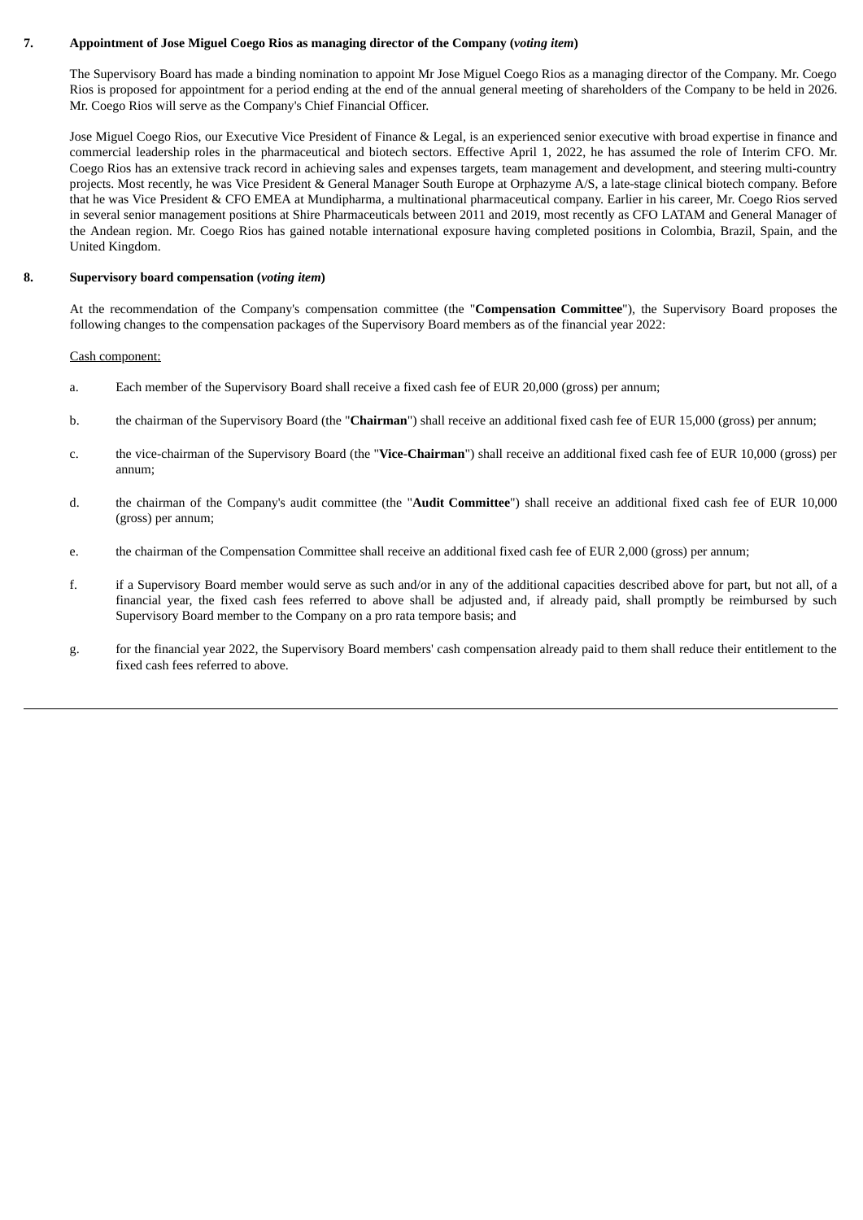**7. Appointment of Jose Miguel Coego Rios as managing director of the Company (*voting item*)**

The Supervisory Board has made a binding nomination to appoint Mr Jose Miguel Coego Rios as a managing director of the Company. Mr. Coego Rios is proposed for appointment for a period ending at the end of the annual general meeting of shareholders of the Company to be held in 2026. Mr. Coego Rios will serve as the Company's Chief Financial Officer.

Jose Miguel Coego Rios, our Executive Vice President of Finance & Legal, is an experienced senior executive with broad expertise in finance and commercial leadership roles in the pharmaceutical and biotech sectors. Effective April 1, 2022, he has assumed the role of Interim CFO. Mr. Coego Rios has an extensive track record in achieving sales and expenses targets, team management and development, and steering multi-country projects. Most recently, he was Vice President & General Manager South Europe at Orphazyme A/S, a late-stage clinical biotech company. Before that he was Vice President & CFO EMEA at Mundipharma, a multinational pharmaceutical company. Earlier in his career, Mr. Coego Rios served in several senior management positions at Shire Pharmaceuticals between 2011 and 2019, most recently as CFO LATAM and General Manager of the Andean region. Mr. Coego Rios has gained notable international exposure having completed positions in Colombia, Brazil, Spain, and the United Kingdom.

**8. Supervisory board compensation (*voting item*)**

At the recommendation of the Company's compensation committee (the "**Compensation Committee**"), the Supervisory Board proposes the following changes to the compensation packages of the Supervisory Board members as of the financial year 2022:

Cash component:

a. Each member of the Supervisory Board shall receive a fixed cash fee of EUR 20,000 (gross) per annum;

b. the chairman of the Supervisory Board (the "**Chairman**") shall receive an additional fixed cash fee of EUR 15,000 (gross) per annum;

c. the vice-chairman of the Supervisory Board (the "**Vice-Chairman**") shall receive an additional fixed cash fee of EUR 10,000 (gross) per annum;

d. the chairman of the Company's audit committee (the "**Audit Committee**") shall receive an additional fixed cash fee of EUR 10,000 (gross) per annum;

e. the chairman of the Compensation Committee shall receive an additional fixed cash fee of EUR 2,000 (gross) per annum;

f. if a Supervisory Board member would serve as such and/or in any of the additional capacities described above for part, but not all, of a financial year, the fixed cash fees referred to above shall be adjusted and, if already paid, shall promptly be reimbursed by such Supervisory Board member to the Company on a pro rata tempore basis; and

g. for the financial year 2022, the Supervisory Board members' cash compensation already paid to them shall reduce their entitlement to the fixed cash fees referred to above.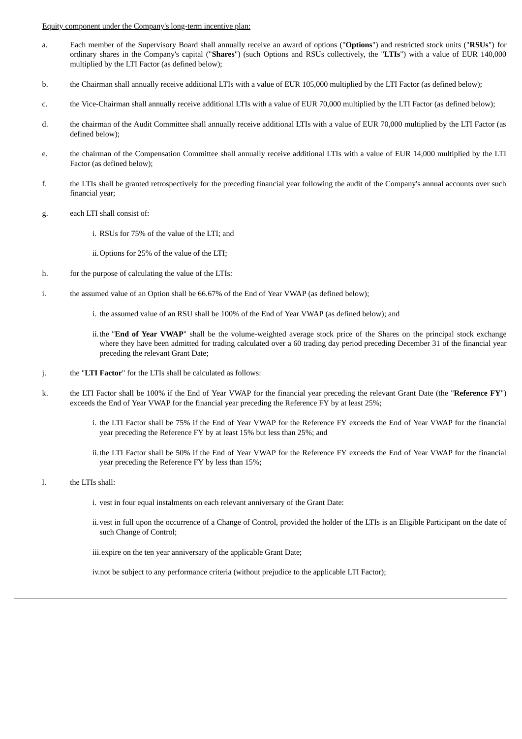Equity component under the Company's long-term incentive plan:

a. Each member of the Supervisory Board shall annually receive an award of options ("**Options**") and restricted stock units ("**RSUs**") for ordinary shares in the Company's capital ("**Shares**") (such Options and RSUs collectively, the "**LTIs**") with a value of EUR 140,000 multiplied by the LTI Factor (as defined below);

b. the Chairman shall annually receive additional LTIs with a value of EUR 105,000 multiplied by the LTI Factor (as defined below);

c. the Vice-Chairman shall annually receive additional LTIs with a value of EUR 70,000 multiplied by the LTI Factor (as defined below);

d. the chairman of the Audit Committee shall annually receive additional LTIs with a value of EUR 70,000 multiplied by the LTI Factor (as defined below);

e. the chairman of the Compensation Committee shall annually receive additional LTIs with a value of EUR 14,000 multiplied by the LTI Factor (as defined below);

f. the LTIs shall be granted retrospectively for the preceding financial year following the audit of the Company's annual accounts over such financial year;

g. each LTI shall consist of:

   i. RSUs for 75% of the value of the LTI; and

   ii. Options for 25% of the value of the LTI;

h. for the purpose of calculating the value of the LTIs:

i. the assumed value of an Option shall be 66.67% of the End of Year VWAP (as defined below);

   i. the assumed value of an RSU shall be 100% of the End of Year VWAP (as defined below); and

   ii. the "**End of Year VWAP**" shall be the volume-weighted average stock price of the Shares on the principal stock exchange where they have been admitted for trading calculated over a 60 trading day period preceding December 31 of the financial year preceding the relevant Grant Date;

j. the "**LTI Factor**" for the LTIs shall be calculated as follows:

k. the LTI Factor shall be 100% if the End of Year VWAP for the financial year preceding the relevant Grant Date (the "**Reference FY**") exceeds the End of Year VWAP for the financial year preceding the Reference FY by at least 25%;

   i. the LTI Factor shall be 75% if the End of Year VWAP for the Reference FY exceeds the End of Year VWAP for the financial year preceding the Reference FY by at least 15% but less than 25%; and

   ii. the LTI Factor shall be 50% if the End of Year VWAP for the Reference FY exceeds the End of Year VWAP for the financial year preceding the Reference FY by less than 15%;

l. the LTIs shall:

   i. vest in four equal instalments on each relevant anniversary of the Grant Date:

   ii. vest in full upon the occurrence of a Change of Control, provided the holder of the LTIs is an Eligible Participant on the date of such Change of Control;

   iii. expire on the ten year anniversary of the applicable Grant Date;

   iv. not be subject to any performance criteria (without prejudice to the applicable LTI Factor);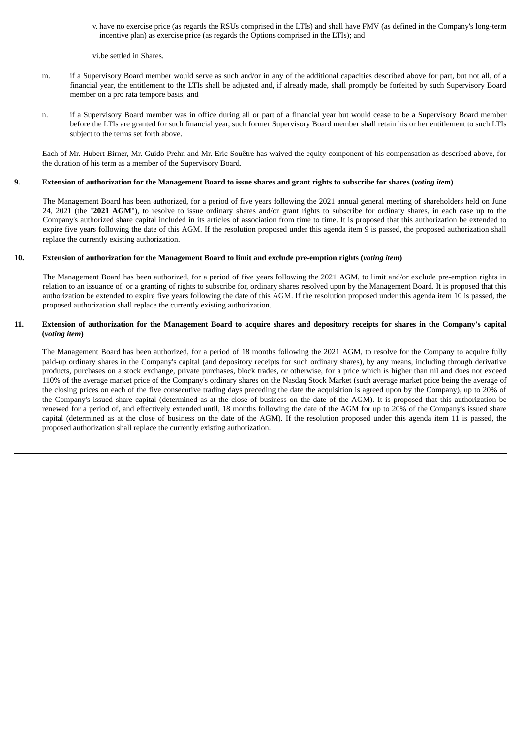v. have no exercise price (as regards the RSUs comprised in the LTIs) and shall have FMV (as defined in the Company's long-term incentive plan) as exercise price (as regards the Options comprised in the LTIs); and

vi. be settled in Shares.

m. if a Supervisory Board member would serve as such and/or in any of the additional capacities described above for part, but not all, of a financial year, the entitlement to the LTIs shall be adjusted and, if already made, shall promptly be forfeited by such Supervisory Board member on a pro rata tempore basis; and

n. if a Supervisory Board member was in office during all or part of a financial year but would cease to be a Supervisory Board member before the LTIs are granted for such financial year, such former Supervisory Board member shall retain his or her entitlement to such LTIs subject to the terms set forth above.

Each of Mr. Hubert Birner, Mr. Guido Prehn and Mr. Eric Souêtre has waived the equity component of his compensation as described above, for the duration of his term as a member of the Supervisory Board.

**9. Extension of authorization for the Management Board to issue shares and grant rights to subscribe for shares (*voting item*)**

The Management Board has been authorized, for a period of five years following the 2021 annual general meeting of shareholders held on June 24, 2021 (the "**2021 AGM**"), to resolve to issue ordinary shares and/or grant rights to subscribe for ordinary shares, in each case up to the Company's authorized share capital included in its articles of association from time to time. It is proposed that this authorization be extended to expire five years following the date of this AGM. If the resolution proposed under this agenda item 9 is passed, the proposed authorization shall replace the currently existing authorization.

**10. Extension of authorization for the Management Board to limit and exclude pre-emption rights (*voting item*)**

The Management Board has been authorized, for a period of five years following the 2021 AGM, to limit and/or exclude pre-emption rights in relation to an issuance of, or a granting of rights to subscribe for, ordinary shares resolved upon by the Management Board. It is proposed that this authorization be extended to expire five years following the date of this AGM. If the resolution proposed under this agenda item 10 is passed, the proposed authorization shall replace the currently existing authorization.

**11. Extension of authorization for the Management Board to acquire shares and depository receipts for shares in the Company's capital (*voting item*)**

The Management Board has been authorized, for a period of 18 months following the 2021 AGM, to resolve for the Company to acquire fully paid-up ordinary shares in the Company's capital (and depository receipts for such ordinary shares), by any means, including through derivative products, purchases on a stock exchange, private purchases, block trades, or otherwise, for a price which is higher than nil and does not exceed 110% of the average market price of the Company's ordinary shares on the Nasdaq Stock Market (such average market price being the average of the closing prices on each of the five consecutive trading days preceding the date the acquisition is agreed upon by the Company), up to 20% of the Company's issued share capital (determined as at the close of business on the date of the AGM). It is proposed that this authorization be renewed for a period of, and effectively extended until, 18 months following the date of the AGM for up to 20% of the Company's issued share capital (determined as at the close of business on the date of the AGM). If the resolution proposed under this agenda item 11 is passed, the proposed authorization shall replace the currently existing authorization.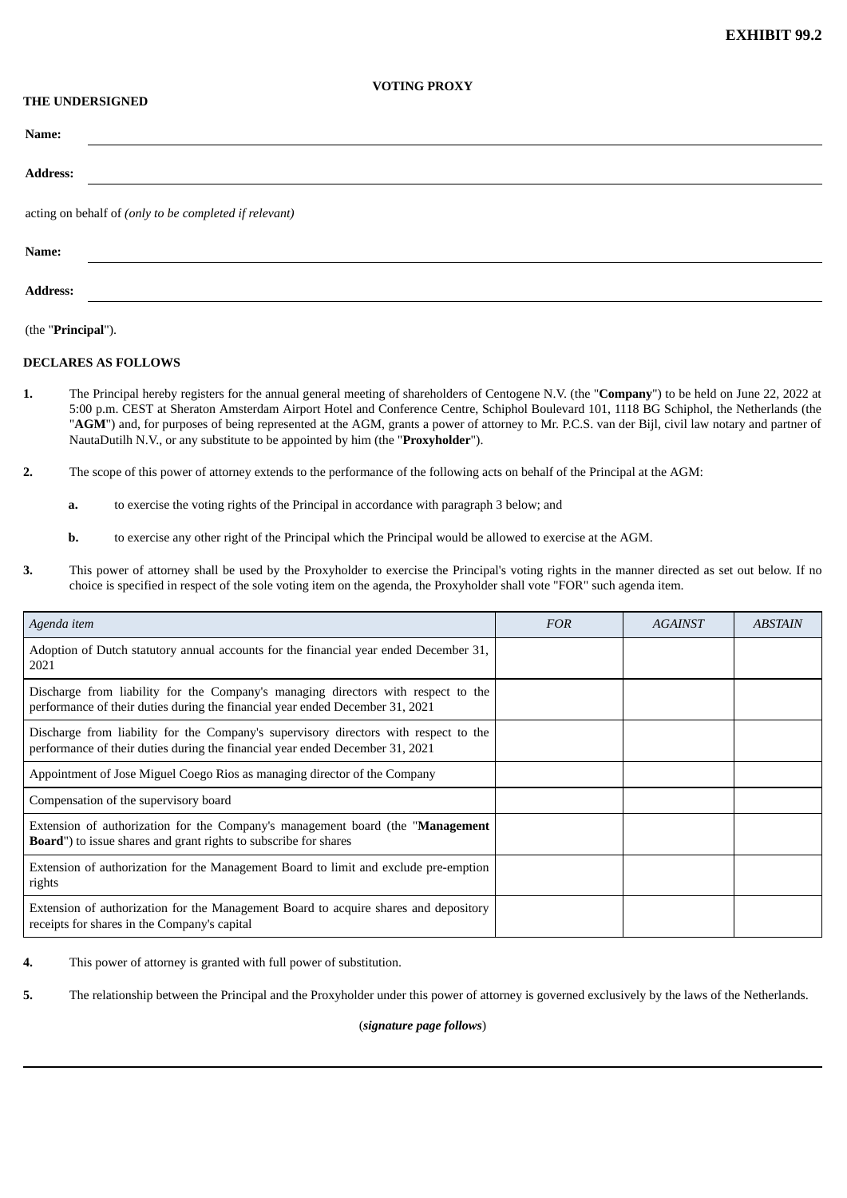**EXHIBIT 99.2**

**VOTING PROXY**

**THE UNDERSIGNED**

**Name:** ______________________________

**Address:** ______________________________

acting on behalf of *(only to be completed if relevant)*

**Name:** ______________________________

**Address:** ______________________________

(the "**Principal**").

**DECLARES AS FOLLOWS**

**1.** The Principal hereby registers for the annual general meeting of shareholders of Centogene N.V. (the "**Company**") to be held on June 22, 2022 at 5:00 p.m. CEST at Sheraton Amsterdam Airport Hotel and Conference Centre, Schiphol Boulevard 101, 1118 BG Schiphol, the Netherlands (the "**AGM**") and, for purposes of being represented at the AGM, grants a power of attorney to Mr. P.C.S. van der Bijl, civil law notary and partner of NautaDutilh N.V., or any substitute to be appointed by him (the "**Proxyholder**").

**2.** The scope of this power of attorney extends to the performance of the following acts on behalf of the Principal at the AGM:

**a.** to exercise the voting rights of the Principal in accordance with paragraph 3 below; and

**b.** to exercise any other right of the Principal which the Principal would be allowed to exercise at the AGM.

**3.** This power of attorney shall be used by the Proxyholder to exercise the Principal's voting rights in the manner directed as set out below. If no choice is specified in respect of the sole voting item on the agenda, the Proxyholder shall vote "FOR" such agenda item.

| *Agenda item* | *FOR* | *AGAINST* | *ABSTAIN* |
|---|---|---|---|
| Adoption of Dutch statutory annual accounts for the financial year ended December 31, 2021 | | | |
| Discharge from liability for the Company's managing directors with respect to the performance of their duties during the financial year ended December 31, 2021 | | | |
| Discharge from liability for the Company's supervisory directors with respect to the performance of their duties during the financial year ended December 31, 2021 | | | |
| Appointment of Jose Miguel Coego Rios as managing director of the Company | | | |
| Compensation of the supervisory board | | | |
| Extension of authorization for the Company's management board (the "**Management Board**") to issue shares and grant rights to subscribe for shares | | | |
| Extension of authorization for the Management Board to limit and exclude pre-emption rights | | | |
| Extension of authorization for the Management Board to acquire shares and depository receipts for shares in the Company's capital | | | |

**4.** This power of attorney is granted with full power of substitution.

**5.** The relationship between the Principal and the Proxyholder under this power of attorney is governed exclusively by the laws of the Netherlands.

(***signature page follows***)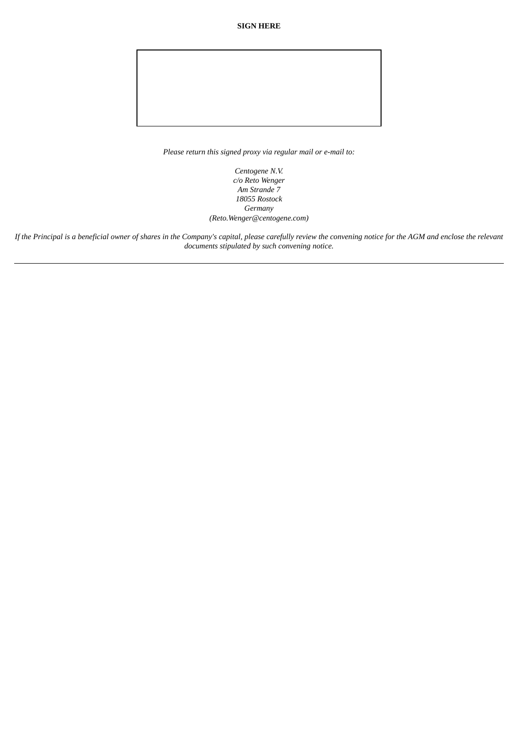**SIGN HERE**

|  |
|---|
|  |

*Please return this signed proxy via regular mail or e-mail to:*

*Centogene N.V.*
*c/o Reto Wenger*
*Am Strande 7*
*18055 Rostock*
*Germany*
*(Reto.Wenger@centogene.com)*

*If the Principal is a beneficial owner of shares in the Company's capital, please carefully review the convening notice for the AGM and enclose the relevant documents stipulated by such convening notice.*

---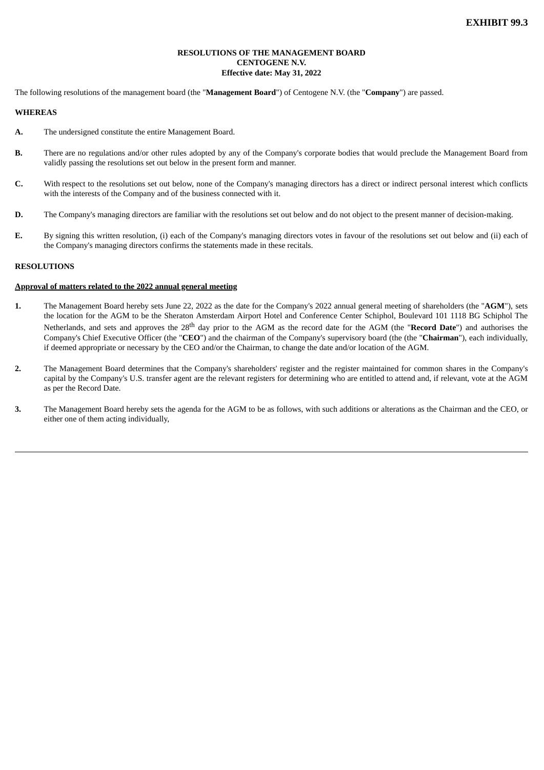**EXHIBIT 99.3**

**RESOLUTIONS OF THE MANAGEMENT BOARD**
**CENTOGENE N.V.**
**Effective date: May 31, 2022**

The following resolutions of the management board (the "**Management Board**") of Centogene N.V. (the "**Company**") are passed.

**WHEREAS**

**A.** The undersigned constitute the entire Management Board.

**B.** There are no regulations and/or other rules adopted by any of the Company's corporate bodies that would preclude the Management Board from validly passing the resolutions set out below in the present form and manner.

**C.** With respect to the resolutions set out below, none of the Company's managing directors has a direct or indirect personal interest which conflicts with the interests of the Company and of the business connected with it.

**D.** The Company's managing directors are familiar with the resolutions set out below and do not object to the present manner of decision-making.

**E.** By signing this written resolution, (i) each of the Company's managing directors votes in favour of the resolutions set out below and (ii) each of the Company's managing directors confirms the statements made in these recitals.

**RESOLUTIONS**

**Approval of matters related to the 2022 annual general meeting**

**1.** The Management Board hereby sets June 22, 2022 as the date for the Company's 2022 annual general meeting of shareholders (the "**AGM**"), sets the location for the AGM to be the Sheraton Amsterdam Airport Hotel and Conference Center Schiphol, Boulevard 101 1118 BG Schiphol The Netherlands, and sets and approves the 28th day prior to the AGM as the record date for the AGM (the "**Record Date**") and authorises the Company's Chief Executive Officer (the "**CEO**") and the chairman of the Company's supervisory board (the (the "**Chairman**"), each individually, if deemed appropriate or necessary by the CEO and/or the Chairman, to change the date and/or location of the AGM.

**2.** The Management Board determines that the Company's shareholders' register and the register maintained for common shares in the Company's capital by the Company's U.S. transfer agent are the relevant registers for determining who are entitled to attend and, if relevant, vote at the AGM as per the Record Date.

**3.** The Management Board hereby sets the agenda for the AGM to be as follows, with such additions or alterations as the Chairman and the CEO, or either one of them acting individually,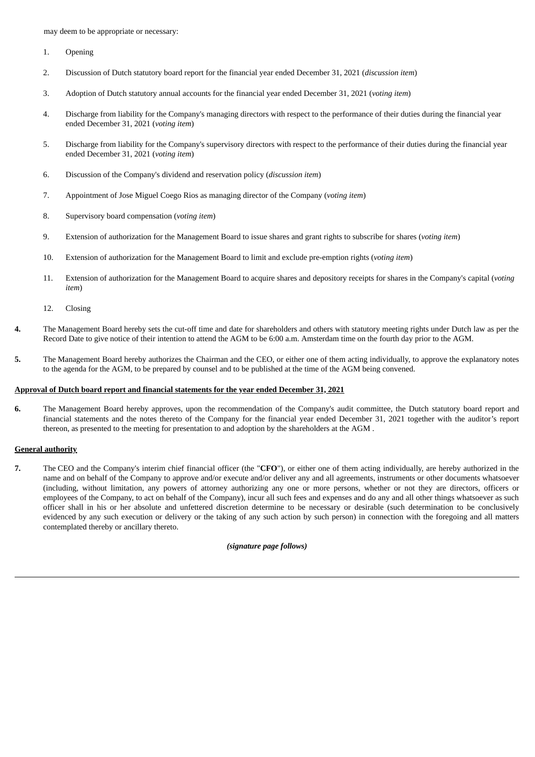may deem to be appropriate or necessary:

1. Opening

2. Discussion of Dutch statutory board report for the financial year ended December 31, 2021 (*discussion item*)

3. Adoption of Dutch statutory annual accounts for the financial year ended December 31, 2021 (*voting item*)

4. Discharge from liability for the Company's managing directors with respect to the performance of their duties during the financial year ended December 31, 2021 (*voting item*)

5. Discharge from liability for the Company's supervisory directors with respect to the performance of their duties during the financial year ended December 31, 2021 (*voting item*)

6. Discussion of the Company's dividend and reservation policy (*discussion item*)

7. Appointment of Jose Miguel Coego Rios as managing director of the Company (*voting item*)

8. Supervisory board compensation (*voting item*)

9. Extension of authorization for the Management Board to issue shares and grant rights to subscribe for shares (*voting item*)

10. Extension of authorization for the Management Board to limit and exclude pre-emption rights (*voting item*)

11. Extension of authorization for the Management Board to acquire shares and depository receipts for shares in the Company's capital (*voting item*)

12. Closing

**4.** The Management Board hereby sets the cut-off time and date for shareholders and others with statutory meeting rights under Dutch law as per the Record Date to give notice of their intention to attend the AGM to be 6:00 a.m. Amsterdam time on the fourth day prior to the AGM.

**5.** The Management Board hereby authorizes the Chairman and the CEO, or either one of them acting individually, to approve the explanatory notes to the agenda for the AGM, to be prepared by counsel and to be published at the time of the AGM being convened.

**Approval of Dutch board report and financial statements for the year ended December 31, 2021**

**6.** The Management Board hereby approves, upon the recommendation of the Company's audit committee, the Dutch statutory board report and financial statements and the notes thereto of the Company for the financial year ended December 31, 2021 together with the auditor's report thereon, as presented to the meeting for presentation to and adoption by the shareholders at the AGM .

**General authority**

**7.** The CEO and the Company's interim chief financial officer (the "**CFO**"), or either one of them acting individually, are hereby authorized in the name and on behalf of the Company to approve and/or execute and/or deliver any and all agreements, instruments or other documents whatsoever (including, without limitation, any powers of attorney authorizing any one or more persons, whether or not they are directors, officers or employees of the Company, to act on behalf of the Company), incur all such fees and expenses and do any and all other things whatsoever as such officer shall in his or her absolute and unfettered discretion determine to be necessary or desirable (such determination to be conclusively evidenced by any such execution or delivery or the taking of any such action by such person) in connection with the foregoing and all matters contemplated thereby or ancillary thereto.

***(signature page follows)***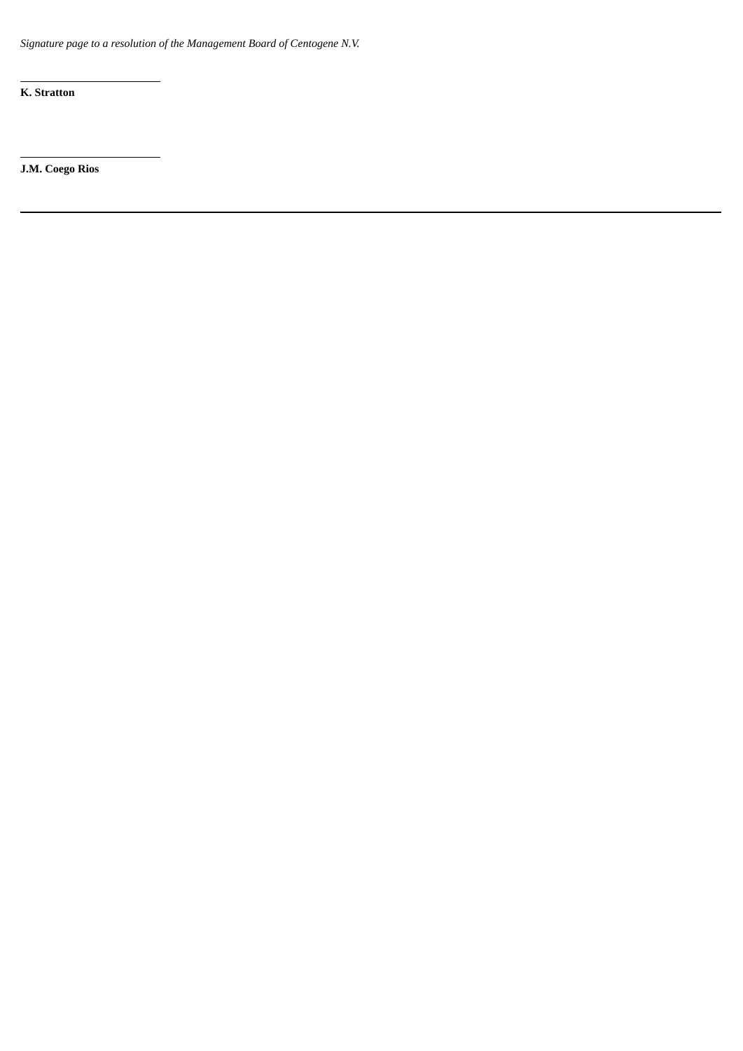*Signature page to a resolution of the Management Board of Centogene N.V.*

\_\_\_\_\_\_\_\_\_\_\_\_\_\_\_\_\_\_\_\_\_\_\_\_

**K. Stratton**

\_\_\_\_\_\_\_\_\_\_\_\_\_\_\_\_\_\_\_\_\_\_\_\_

**J.M. Coego Rios**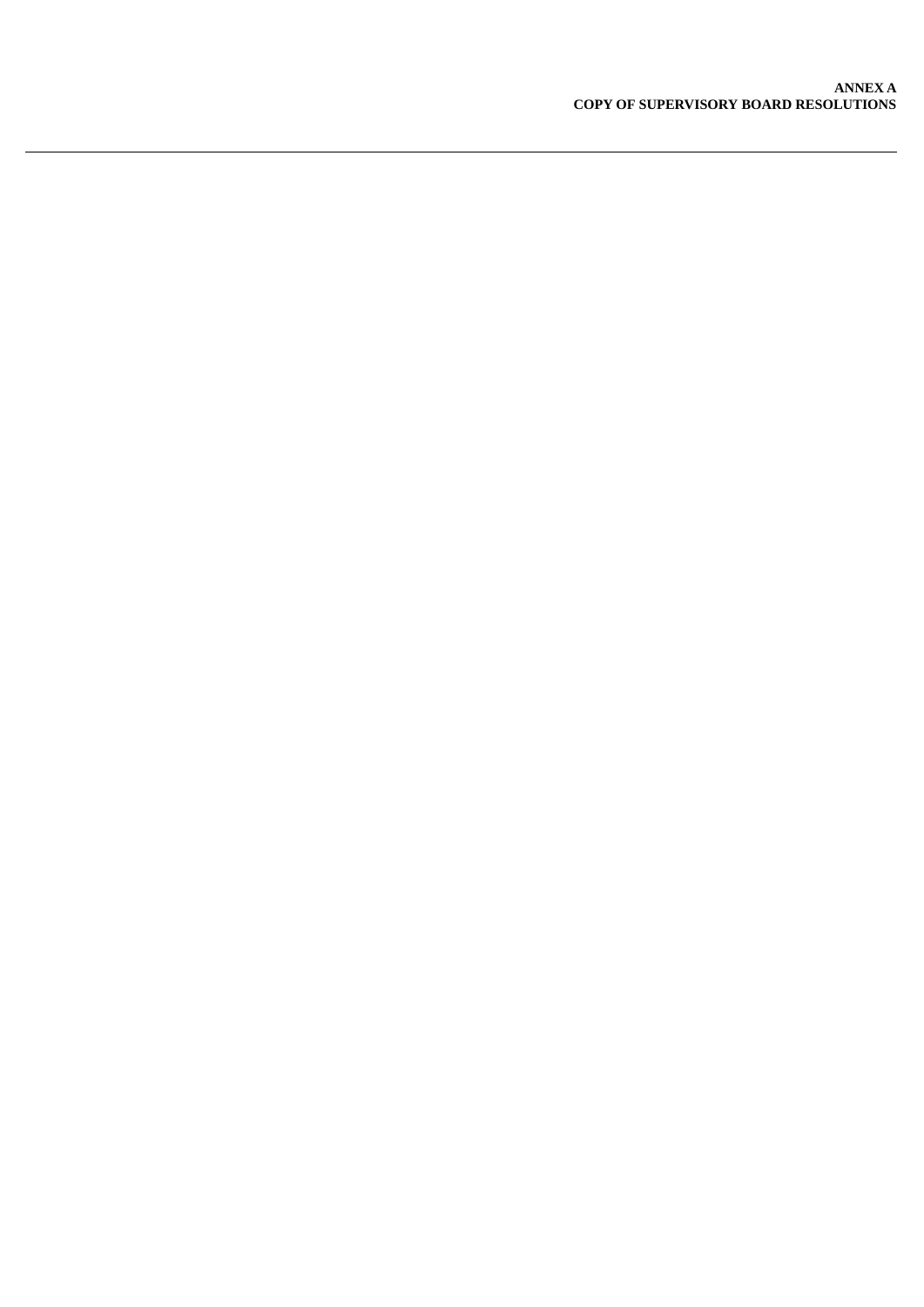**ANNEX A**
**COPY OF SUPERVISORY BOARD RESOLUTIONS**

---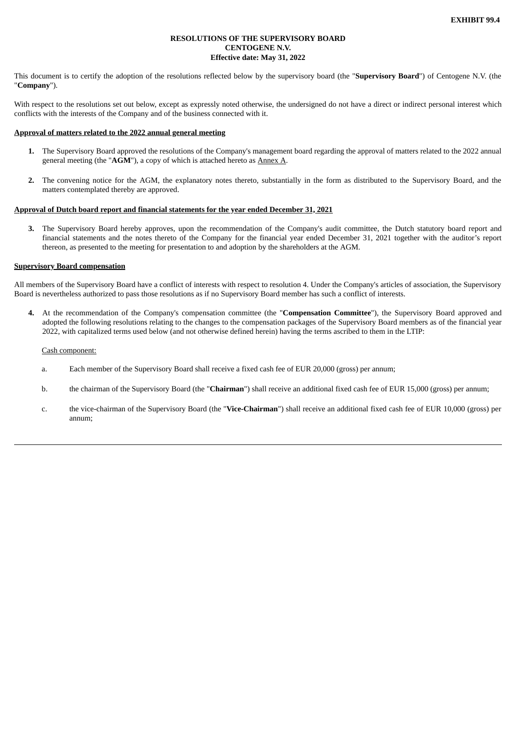**EXHIBIT 99.4**

**RESOLUTIONS OF THE SUPERVISORY BOARD**
**CENTOGENE N.V.**
**Effective date: May 31, 2022**

This document is to certify the adoption of the resolutions reflected below by the supervisory board (the "**Supervisory Board**") of Centogene N.V. (the "**Company**").

With respect to the resolutions set out below, except as expressly noted otherwise, the undersigned do not have a direct or indirect personal interest which conflicts with the interests of the Company and of the business connected with it.

**Approval of matters related to the 2022 annual general meeting**

1. The Supervisory Board approved the resolutions of the Company's management board regarding the approval of matters related to the 2022 annual general meeting (the "**AGM**"), a copy of which is attached hereto as Annex A.

2. The convening notice for the AGM, the explanatory notes thereto, substantially in the form as distributed to the Supervisory Board, and the matters contemplated thereby are approved.

**Approval of Dutch board report and financial statements for the year ended December 31, 2021**

3. The Supervisory Board hereby approves, upon the recommendation of the Company's audit committee, the Dutch statutory board report and financial statements and the notes thereto of the Company for the financial year ended December 31, 2021 together with the auditor's report thereon, as presented to the meeting for presentation to and adoption by the shareholders at the AGM.

**Supervisory Board compensation**

All members of the Supervisory Board have a conflict of interests with respect to resolution 4. Under the Company's articles of association, the Supervisory Board is nevertheless authorized to pass those resolutions as if no Supervisory Board member has such a conflict of interests.

4. At the recommendation of the Company's compensation committee (the "**Compensation Committee**"), the Supervisory Board approved and adopted the following resolutions relating to the changes to the compensation packages of the Supervisory Board members as of the financial year 2022, with capitalized terms used below (and not otherwise defined herein) having the terms ascribed to them in the LTIP:

   Cash component:

   a. Each member of the Supervisory Board shall receive a fixed cash fee of EUR 20,000 (gross) per annum;

   b. the chairman of the Supervisory Board (the "**Chairman**") shall receive an additional fixed cash fee of EUR 15,000 (gross) per annum;

   c. the vice-chairman of the Supervisory Board (the "**Vice-Chairman**") shall receive an additional fixed cash fee of EUR 10,000 (gross) per annum;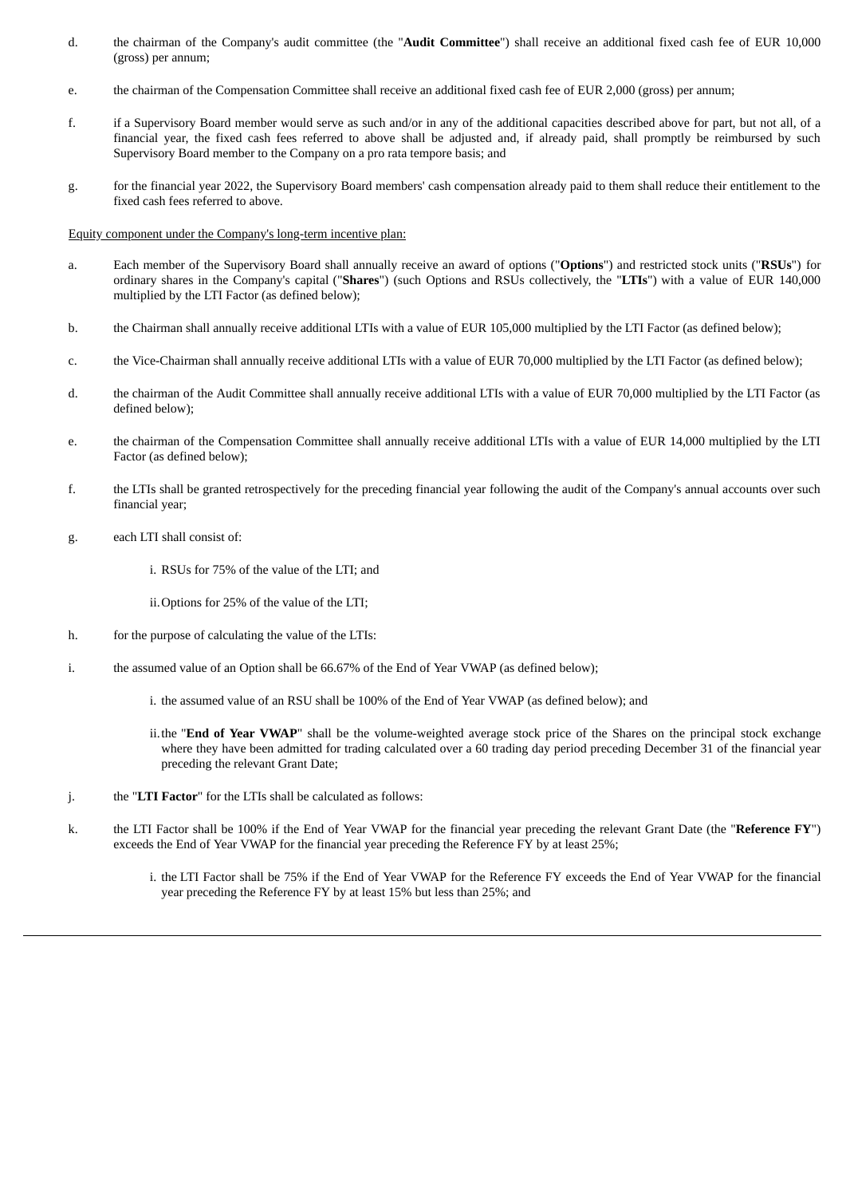d. the chairman of the Company's audit committee (the "**Audit Committee**") shall receive an additional fixed cash fee of EUR 10,000 (gross) per annum;

e. the chairman of the Compensation Committee shall receive an additional fixed cash fee of EUR 2,000 (gross) per annum;

f. if a Supervisory Board member would serve as such and/or in any of the additional capacities described above for part, but not all, of a financial year, the fixed cash fees referred to above shall be adjusted and, if already paid, shall promptly be reimbursed by such Supervisory Board member to the Company on a pro rata tempore basis; and

g. for the financial year 2022, the Supervisory Board members' cash compensation already paid to them shall reduce their entitlement to the fixed cash fees referred to above.

Equity component under the Company's long-term incentive plan:

a. Each member of the Supervisory Board shall annually receive an award of options ("**Options**") and restricted stock units ("**RSUs**") for ordinary shares in the Company's capital ("**Shares**") (such Options and RSUs collectively, the "**LTIs**") with a value of EUR 140,000 multiplied by the LTI Factor (as defined below);

b. the Chairman shall annually receive additional LTIs with a value of EUR 105,000 multiplied by the LTI Factor (as defined below);

c. the Vice-Chairman shall annually receive additional LTIs with a value of EUR 70,000 multiplied by the LTI Factor (as defined below);

d. the chairman of the Audit Committee shall annually receive additional LTIs with a value of EUR 70,000 multiplied by the LTI Factor (as defined below);

e. the chairman of the Compensation Committee shall annually receive additional LTIs with a value of EUR 14,000 multiplied by the LTI Factor (as defined below);

f. the LTIs shall be granted retrospectively for the preceding financial year following the audit of the Company's annual accounts over such financial year;

g. each LTI shall consist of:

   i. RSUs for 75% of the value of the LTI; and

   ii. Options for 25% of the value of the LTI;

h. for the purpose of calculating the value of the LTIs:

i. the assumed value of an Option shall be 66.67% of the End of Year VWAP (as defined below);

   i. the assumed value of an RSU shall be 100% of the End of Year VWAP (as defined below); and

   ii. the "**End of Year VWAP**" shall be the volume-weighted average stock price of the Shares on the principal stock exchange where they have been admitted for trading calculated over a 60 trading day period preceding December 31 of the financial year preceding the relevant Grant Date;

j. the "**LTI Factor**" for the LTIs shall be calculated as follows:

k. the LTI Factor shall be 100% if the End of Year VWAP for the financial year preceding the relevant Grant Date (the "**Reference FY**") exceeds the End of Year VWAP for the financial year preceding the Reference FY by at least 25%;

   i. the LTI Factor shall be 75% if the End of Year VWAP for the Reference FY exceeds the End of Year VWAP for the financial year preceding the Reference FY by at least 15% but less than 25%; and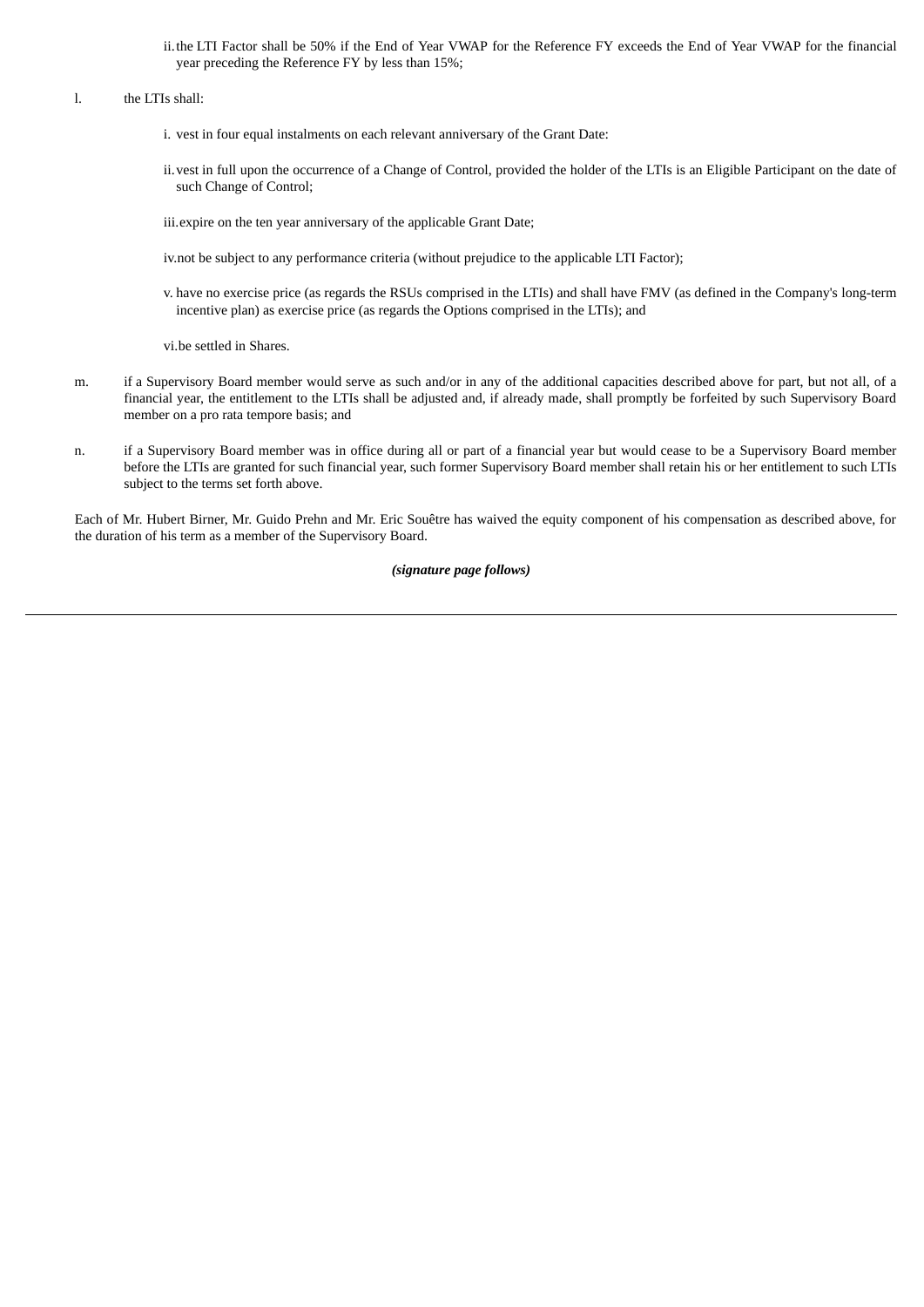ii. the LTI Factor shall be 50% if the End of Year VWAP for the Reference FY exceeds the End of Year VWAP for the financial year preceding the Reference FY by less than 15%;

l. the LTIs shall:

i. vest in four equal instalments on each relevant anniversary of the Grant Date:

ii. vest in full upon the occurrence of a Change of Control, provided the holder of the LTIs is an Eligible Participant on the date of such Change of Control;

iii. expire on the ten year anniversary of the applicable Grant Date;

iv. not be subject to any performance criteria (without prejudice to the applicable LTI Factor);

v. have no exercise price (as regards the RSUs comprised in the LTIs) and shall have FMV (as defined in the Company's long-term incentive plan) as exercise price (as regards the Options comprised in the LTIs); and

vi. be settled in Shares.

m. if a Supervisory Board member would serve as such and/or in any of the additional capacities described above for part, but not all, of a financial year, the entitlement to the LTIs shall be adjusted and, if already made, shall promptly be forfeited by such Supervisory Board member on a pro rata tempore basis; and

n. if a Supervisory Board member was in office during all or part of a financial year but would cease to be a Supervisory Board member before the LTIs are granted for such financial year, such former Supervisory Board member shall retain his or her entitlement to such LTIs subject to the terms set forth above.

Each of Mr. Hubert Birner, Mr. Guido Prehn and Mr. Eric Souêtre has waived the equity component of his compensation as described above, for the duration of his term as a member of the Supervisory Board.

***(signature page follows)***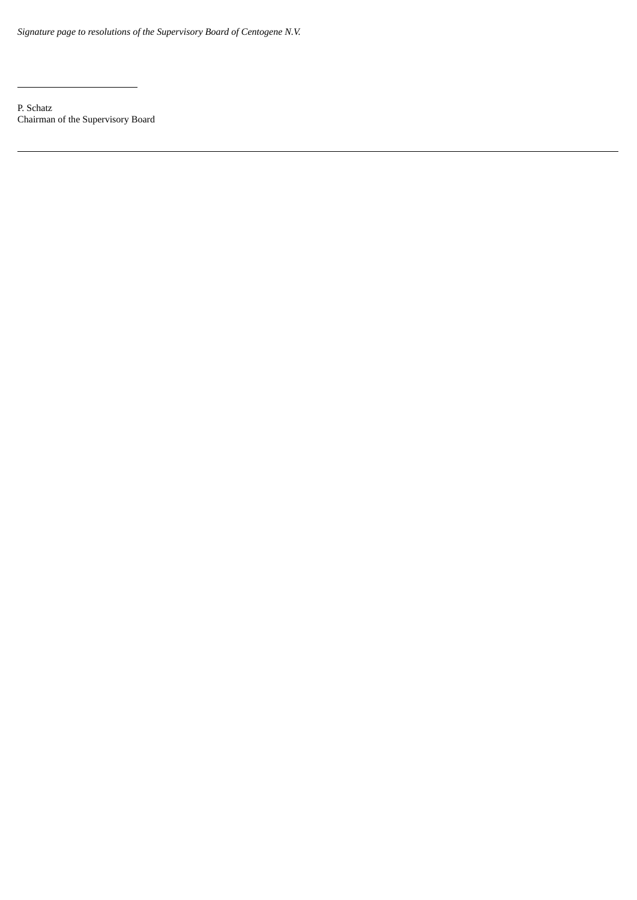*Signature page to resolutions of the Supervisory Board of Centogene N.V.*

\_\_\_\_\_\_\_\_\_\_\_\_\_\_\_\_\_\_\_\_\_\_\_\_

P. Schatz
Chairman of the Supervisory Board

---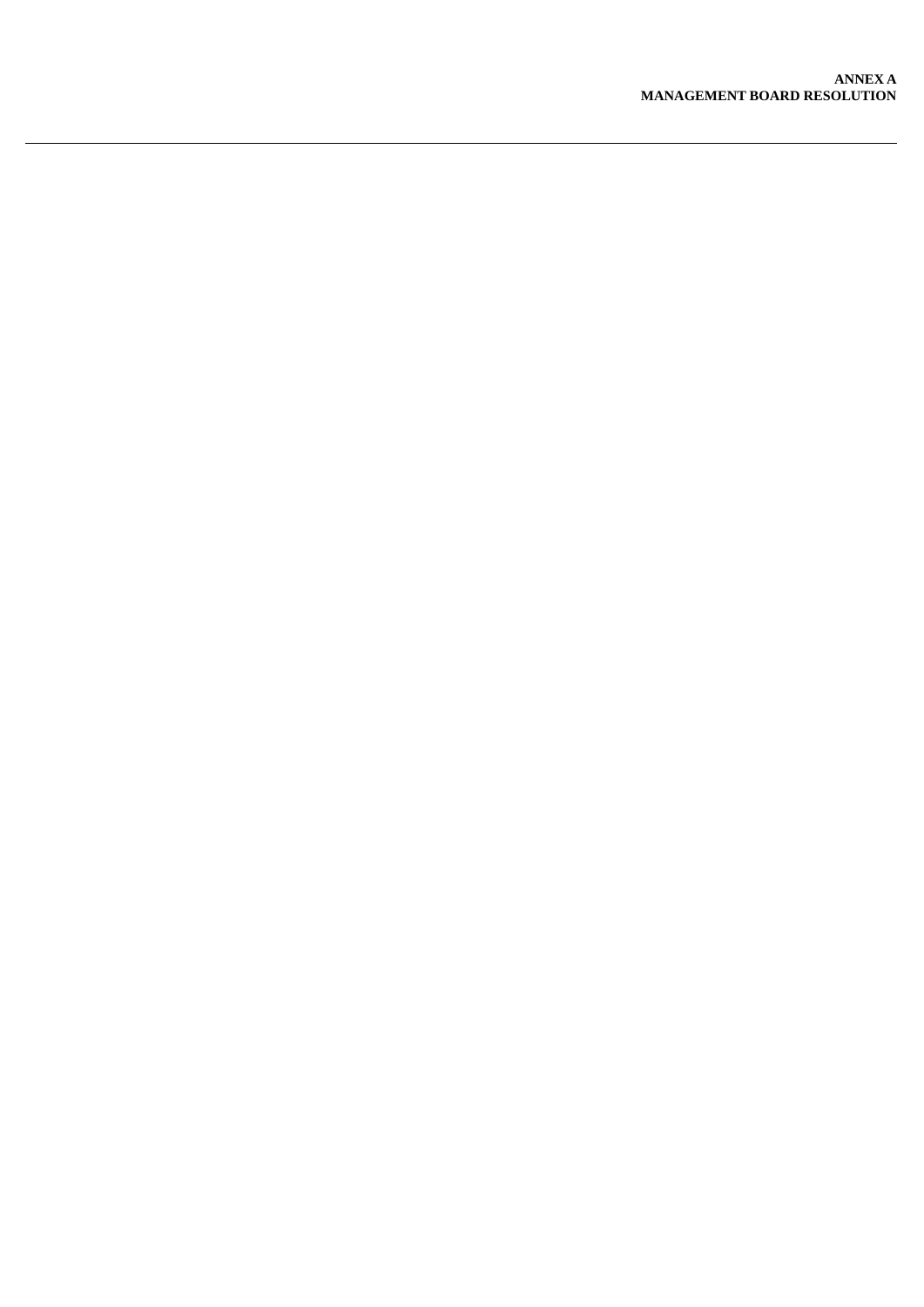**ANNEX A**
**MANAGEMENT BOARD RESOLUTION**

---